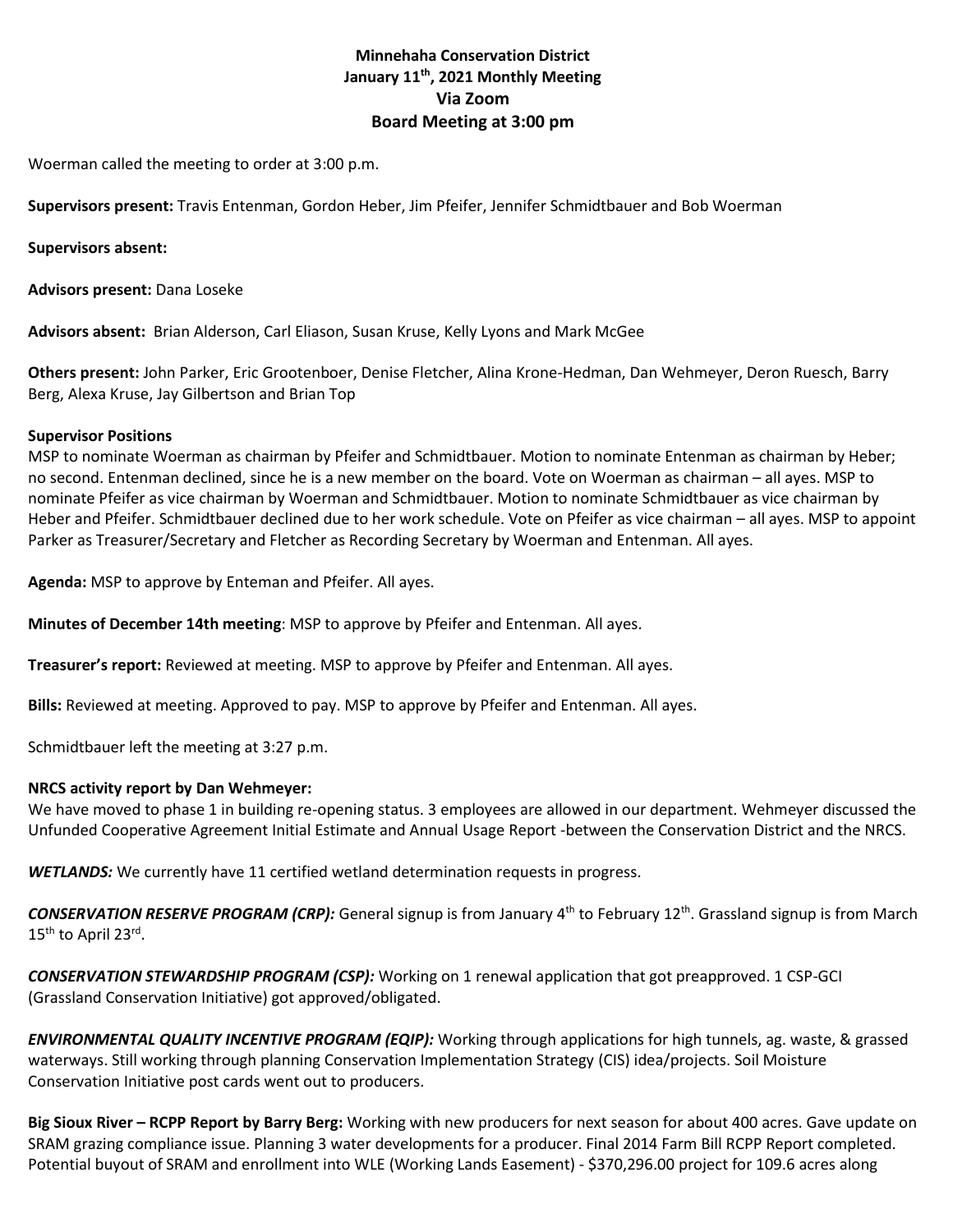**Minnehaha Conservation District**
**January 11th, 2021 Monthly Meeting**
**Via Zoom**
**Board Meeting at 3:00 pm**

Woerman called the meeting to order at 3:00 p.m.

**Supervisors present:** Travis Entenman, Gordon Heber, Jim Pfeifer, Jennifer Schmidtbauer and Bob Woerman

**Supervisors absent:**

**Advisors present:** Dana Loseke

**Advisors absent:** Brian Alderson, Carl Eliason, Susan Kruse, Kelly Lyons and Mark McGee

**Others present:** John Parker, Eric Grootenboer, Denise Fletcher, Alina Krone-Hedman, Dan Wehmeyer, Deron Ruesch, Barry Berg, Alexa Kruse, Jay Gilbertson and Brian Top

**Supervisor Positions**
MSP to nominate Woerman as chairman by Pfeifer and Schmidtbauer. Motion to nominate Entenman as chairman by Heber; no second. Entenman declined, since he is a new member on the board. Vote on Woerman as chairman – all ayes. MSP to nominate Pfeifer as vice chairman by Woerman and Schmidtbauer. Motion to nominate Schmidtbauer as vice chairman by Heber and Pfeifer. Schmidtbauer declined due to her work schedule. Vote on Pfeifer as vice chairman – all ayes. MSP to appoint Parker as Treasurer/Secretary and Fletcher as Recording Secretary by Woerman and Entenman. All ayes.

**Agenda:** MSP to approve by Enteman and Pfeifer. All ayes.

**Minutes of December 14th meeting**: MSP to approve by Pfeifer and Entenman. All ayes.

**Treasurer's report:** Reviewed at meeting. MSP to approve by Pfeifer and Entenman. All ayes.

**Bills:** Reviewed at meeting. Approved to pay. MSP to approve by Pfeifer and Entenman. All ayes.

Schmidtbauer left the meeting at 3:27 p.m.

**NRCS activity report by Dan Wehmeyer:**
We have moved to phase 1 in building re-opening status. 3 employees are allowed in our department. Wehmeyer discussed the Unfunded Cooperative Agreement Initial Estimate and Annual Usage Report -between the Conservation District and the NRCS.

***WETLANDS:*** We currently have 11 certified wetland determination requests in progress.

***CONSERVATION RESERVE PROGRAM (CRP):*** General signup is from January 4th to February 12th. Grassland signup is from March 15th to April 23rd.

***CONSERVATION STEWARDSHIP PROGRAM (CSP):*** Working on 1 renewal application that got preapproved. 1 CSP-GCI (Grassland Conservation Initiative) got approved/obligated.

***ENVIRONMENTAL QUALITY INCENTIVE PROGRAM (EQIP):*** Working through applications for high tunnels, ag. waste, & grassed waterways. Still working through planning Conservation Implementation Strategy (CIS) idea/projects. Soil Moisture Conservation Initiative post cards went out to producers.

**Big Sioux River – RCPP Report by Barry Berg:** Working with new producers for next season for about 400 acres. Gave update on SRAM grazing compliance issue. Planning 3 water developments for a producer. Final 2014 Farm Bill RCPP Report completed. Potential buyout of SRAM and enrollment into WLE (Working Lands Easement) - $370,296.00 project for 109.6 acres along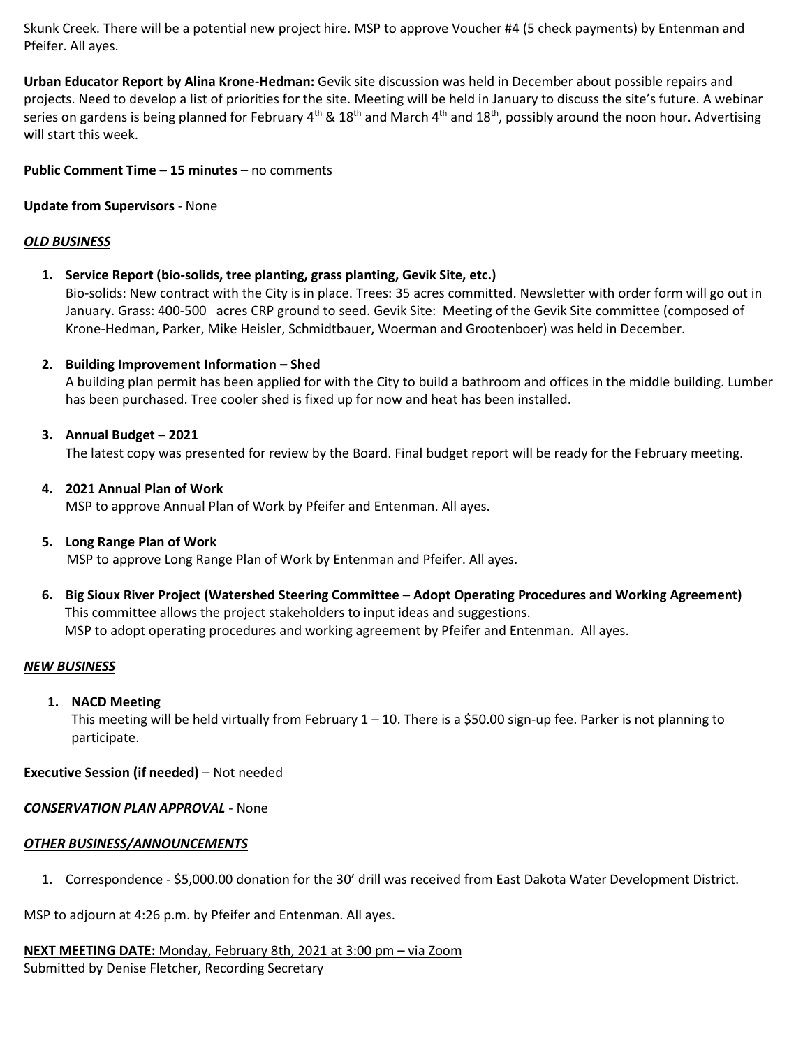Skunk Creek. There will be a potential new project hire. MSP to approve Voucher #4 (5 check payments) by Entenman and Pfeifer. All ayes.

**Urban Educator Report by Alina Krone-Hedman:** Gevik site discussion was held in December about possible repairs and projects. Need to develop a list of priorities for the site. Meeting will be held in January to discuss the site's future. A webinar series on gardens is being planned for February 4th & 18th and March 4th and 18th, possibly around the noon hour. Advertising will start this week.

**Public Comment Time – 15 minutes** – no comments

**Update from Supervisors** - None

***OLD BUSINESS***

1. **Service Report (bio-solids, tree planting, grass planting, Gevik Site, etc.)**
   Bio-solids: New contract with the City is in place. Trees: 35 acres committed. Newsletter with order form will go out in January. Grass: 400-500 acres CRP ground to seed. Gevik Site: Meeting of the Gevik Site committee (composed of Krone-Hedman, Parker, Mike Heisler, Schmidtbauer, Woerman and Grootenboer) was held in December.

2. **Building Improvement Information – Shed**
   A building plan permit has been applied for with the City to build a bathroom and offices in the middle building. Lumber has been purchased. Tree cooler shed is fixed up for now and heat has been installed.

3. **Annual Budget – 2021**
   The latest copy was presented for review by the Board. Final budget report will be ready for the February meeting.

4. **2021 Annual Plan of Work**
   MSP to approve Annual Plan of Work by Pfeifer and Entenman. All ayes.

5. **Long Range Plan of Work**
   MSP to approve Long Range Plan of Work by Entenman and Pfeifer. All ayes.

6. **Big Sioux River Project (Watershed Steering Committee – Adopt Operating Procedures and Working Agreement)**
   This committee allows the project stakeholders to input ideas and suggestions.
   MSP to adopt operating procedures and working agreement by Pfeifer and Entenman. All ayes.

***NEW BUSINESS***

1. **NACD Meeting**
   This meeting will be held virtually from February 1 – 10. There is a $50.00 sign-up fee. Parker is not planning to participate.

**Executive Session (if needed)** – Not needed

***CONSERVATION PLAN APPROVAL*** - None

***OTHER BUSINESS/ANNOUNCEMENTS***

1. Correspondence - $5,000.00 donation for the 30' drill was received from East Dakota Water Development District.

MSP to adjourn at 4:26 p.m. by Pfeifer and Entenman. All ayes.

**NEXT MEETING DATE:** Monday, February 8th, 2021 at 3:00 pm – via Zoom
Submitted by Denise Fletcher, Recording Secretary